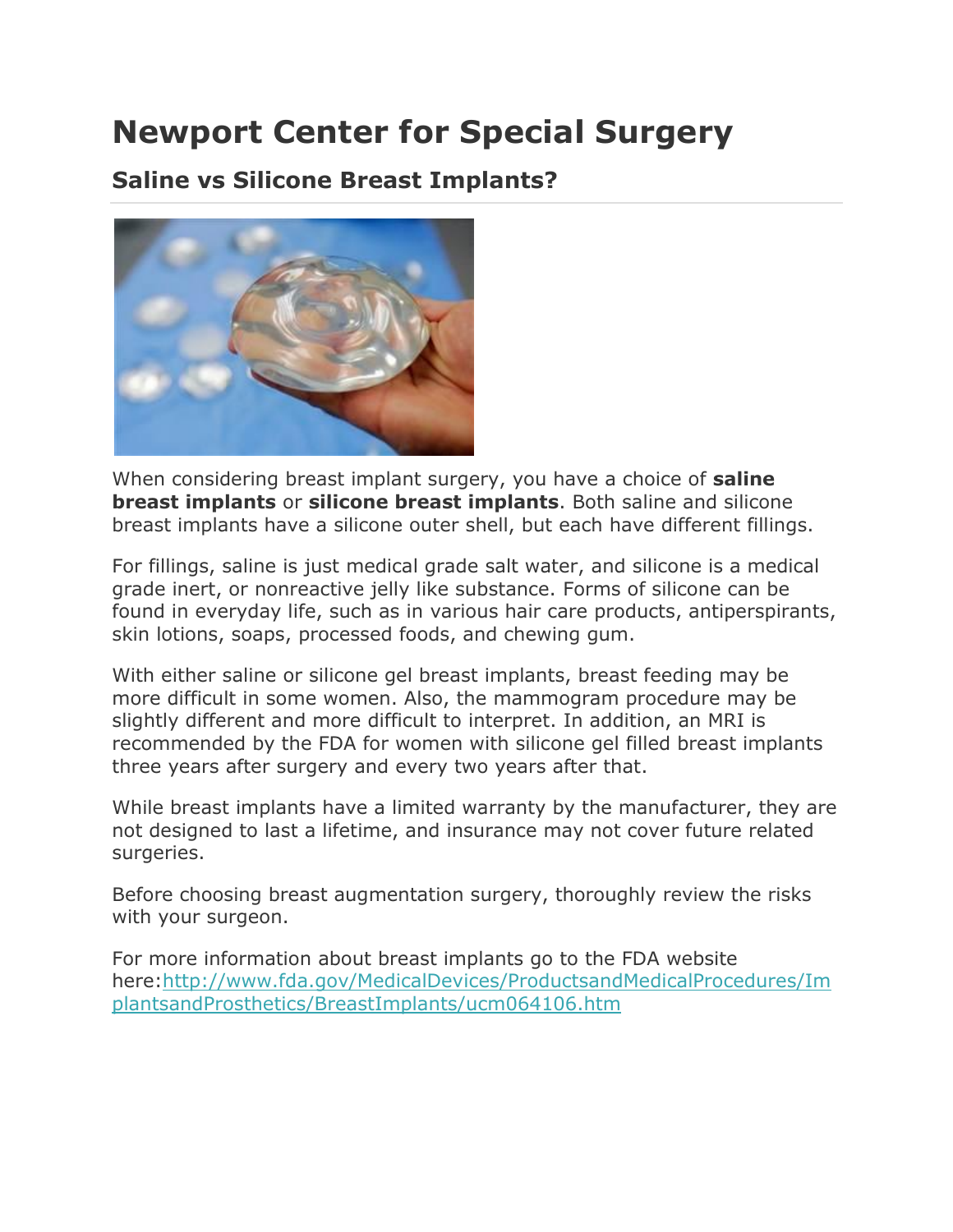# Newport Center for Special Surgery

## Saline vs Silicone Breast Implants?

When considering breast implant surgery, you have a choice of **saline breast implants** or **silicone breast implants**. Both saline and silicone breast implants have a silicone outer shell, but each have different fillings.

For fillings, saline is just medical grade salt water, and silicone is a medical grade inert, or nonreactive jelly like substance. Forms of silicone can be found in everyday life, such as in various hair care products, antiperspirants, skin lotions, soaps, processed foods, and chewing gum.

With either saline or silicone gel breast implants, breast feeding may be more difficult in some women. Also, the mammogram procedure may be slightly different and more difficult to interpret. In addition, an MRI is recommended by the FDA for women with silicone gel filled breast implants three years after surgery and every two years after that.

While breast implants have a limited warranty by the manufacturer, they are not designed to last a lifetime, and insurance may not cover future related surgeries.

Before choosing breast augmentation surgery, thoroughly review the risks with your surgeon.

For more information about breast implants go to the FDA website here:[http://www.fda.gov/MedicalDevices/ProductsandMedicalProcedures/ImplantsandProsthetics/BreastImplants/ucm064106.htm](http://www.fda.gov/MedicalDevices/ProductsandMedicalProcedures/ImplantsandProsthetics/BreastImplants/ucm064106.htm)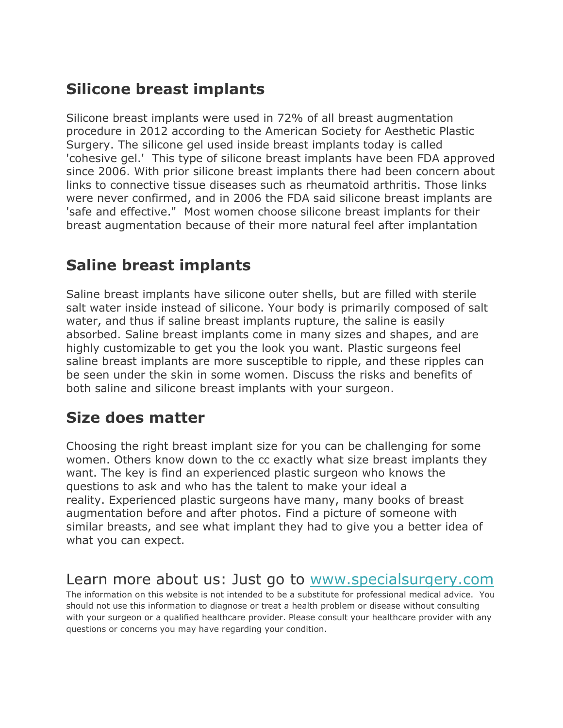## Silicone breast implants

Silicone breast implants were used in 72% of all breast augmentation procedure in 2012 according to the American Society for Aesthetic Plastic Surgery. The silicone gel used inside breast implants today is called 'cohesive gel.' This type of silicone breast implants have been FDA approved since 2006. With prior silicone breast implants there had been concern about links to connective tissue diseases such as rheumatoid arthritis. Those links were never confirmed, and in 2006 the FDA said silicone breast implants are 'safe and effective." Most women choose silicone breast implants for their breast augmentation because of their more natural feel after implantation

## Saline breast implants

Saline breast implants have silicone outer shells, but are filled with sterile salt water inside instead of silicone. Your body is primarily composed of salt water, and thus if saline breast implants rupture, the saline is easily absorbed. Saline breast implants come in many sizes and shapes, and are highly customizable to get you the look you want. Plastic surgeons feel saline breast implants are more susceptible to ripple, and these ripples can be seen under the skin in some women. Discuss the risks and benefits of both saline and silicone breast implants with your surgeon.

## Size does matter

Choosing the right breast implant size for you can be challenging for some women. Others know down to the cc exactly what size breast implants they want. The key is find an experienced plastic surgeon who knows the questions to ask and who has the talent to make your ideal a reality. Experienced plastic surgeons have many, many books of breast augmentation before and after photos. Find a picture of someone with similar breasts, and see what implant they had to give you a better idea of what you can expect.

Learn more about us: Just go to [www.specialsurgery.com](http://www.specialsurgery.com)

The information on this website is not intended to be a substitute for professional medical advice. You should not use this information to diagnose or treat a health problem or disease without consulting with your surgeon or a qualified healthcare provider. Please consult your healthcare provider with any questions or concerns you may have regarding your condition.